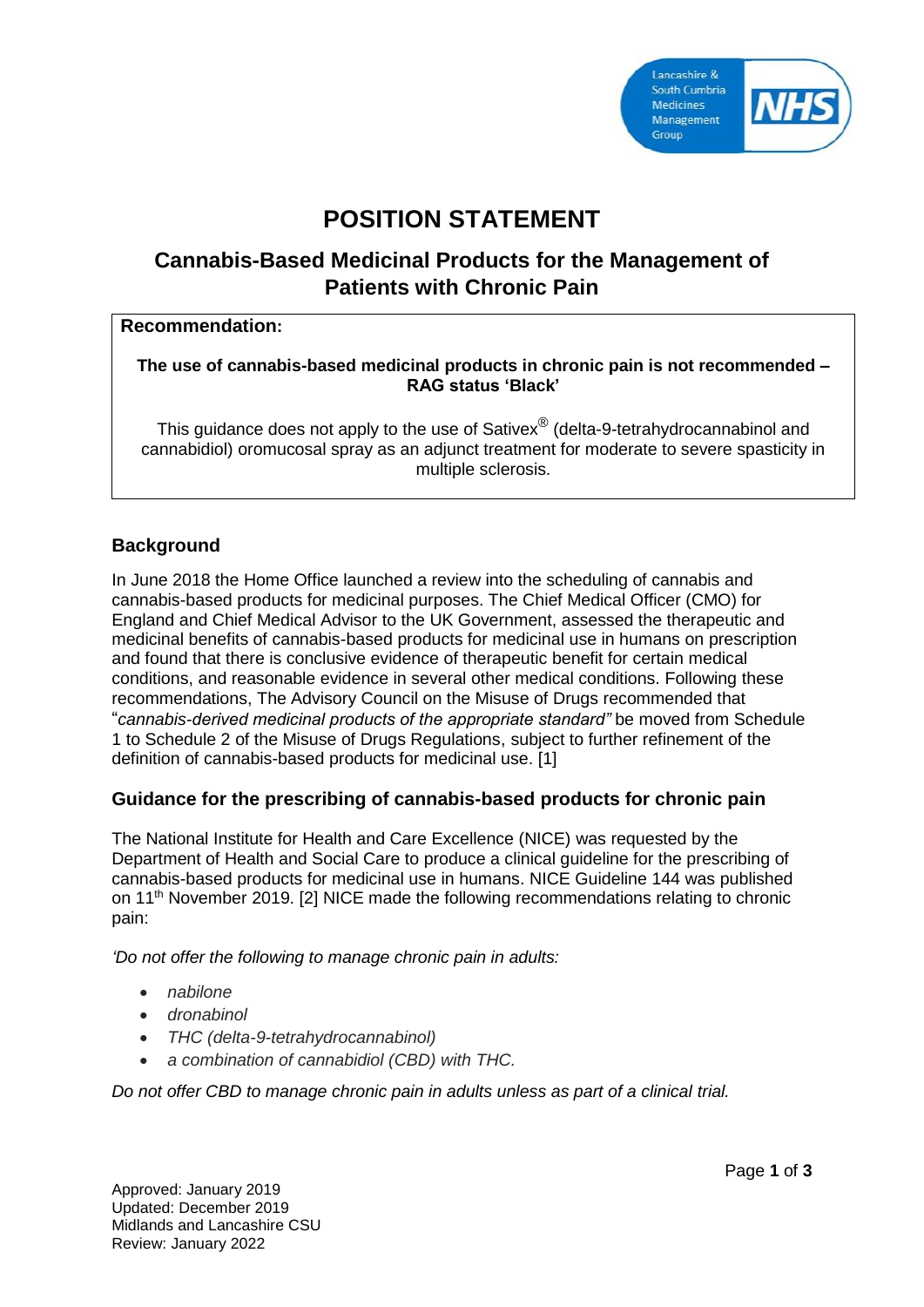# POSITION STATEMENT

## Cannabis-Based Medicinal Products for the Management of Patients with Chronic Pain

**Recommendation:**

**The use of cannabis-based medicinal products in chronic pain is not recommended – RAG status 'Black'**

This guidance does not apply to the use of Sativex® (delta-9-tetrahydrocannabinol and cannabidiol) oromucosal spray as an adjunct treatment for moderate to severe spasticity in multiple sclerosis.

### Background

In June 2018 the Home Office launched a review into the scheduling of cannabis and cannabis-based products for medicinal purposes. The Chief Medical Officer (CMO) for England and Chief Medical Advisor to the UK Government, assessed the therapeutic and medicinal benefits of cannabis-based products for medicinal use in humans on prescription and found that there is conclusive evidence of therapeutic benefit for certain medical conditions, and reasonable evidence in several other medical conditions. Following these recommendations, The Advisory Council on the Misuse of Drugs recommended that "*cannabis-derived medicinal products of the appropriate standard"* be moved from Schedule 1 to Schedule 2 of the Misuse of Drugs Regulations, subject to further refinement of the definition of cannabis-based products for medicinal use. [1]

### Guidance for the prescribing of cannabis-based products for chronic pain

The National Institute for Health and Care Excellence (NICE) was requested by the Department of Health and Social Care to produce a clinical guideline for the prescribing of cannabis-based products for medicinal use in humans. NICE Guideline 144 was published on 11th November 2019. [2] NICE made the following recommendations relating to chronic pain:

*'Do not offer the following to manage chronic pain in adults:*

- *nabilone*
- *dronabinol*
- *THC (delta-9-tetrahydrocannabinol)*
- *a combination of cannabidiol (CBD) with THC.*

*Do not offer CBD to manage chronic pain in adults unless as part of a clinical trial.*

Approved: January 2019
Updated: December 2019
Midlands and Lancashire CSU
Review: January 2022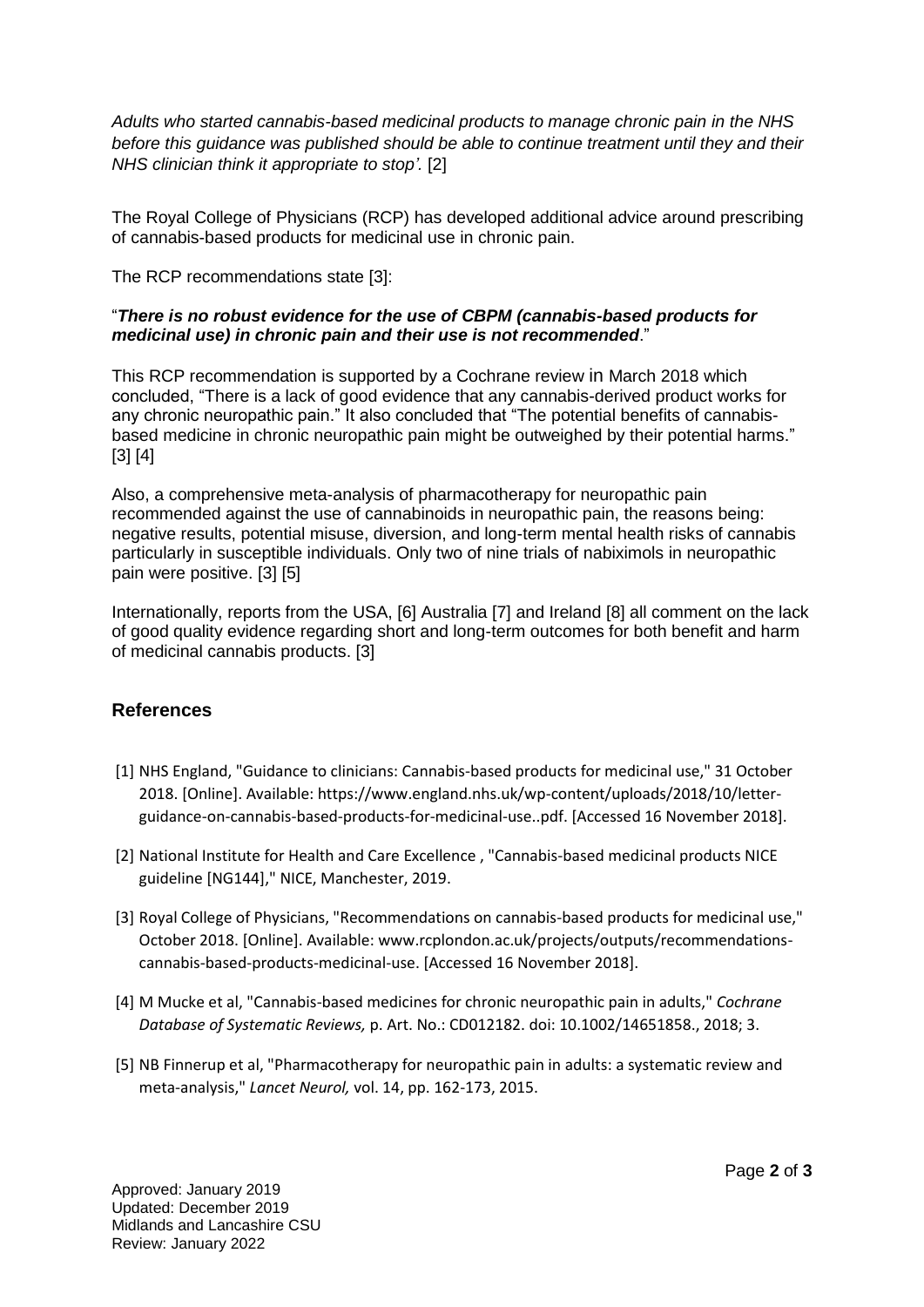*Adults who started cannabis-based medicinal products to manage chronic pain in the NHS before this guidance was published should be able to continue treatment until they and their NHS clinician think it appropriate to stop'.* [2]

The Royal College of Physicians (RCP) has developed additional advice around prescribing of cannabis-based products for medicinal use in chronic pain.

The RCP recommendations state [3]:

"***There is no robust evidence for the use of CBPM (cannabis-based products for medicinal use) in chronic pain and their use is not recommended***."

This RCP recommendation is supported by a Cochrane review in March 2018 which concluded, "There is a lack of good evidence that any cannabis-derived product works for any chronic neuropathic pain." It also concluded that "The potential benefits of cannabis-based medicine in chronic neuropathic pain might be outweighed by their potential harms." [3] [4]

Also, a comprehensive meta-analysis of pharmacotherapy for neuropathic pain recommended against the use of cannabinoids in neuropathic pain, the reasons being: negative results, potential misuse, diversion, and long-term mental health risks of cannabis particularly in susceptible individuals. Only two of nine trials of nabiximols in neuropathic pain were positive. [3] [5]

Internationally, reports from the USA, [6] Australia [7] and Ireland [8] all comment on the lack of good quality evidence regarding short and long-term outcomes for both benefit and harm of medicinal cannabis products. [3]

## References

[1] NHS England, "Guidance to clinicians: Cannabis-based products for medicinal use," 31 October 2018. [Online]. Available: https://www.england.nhs.uk/wp-content/uploads/2018/10/letter-guidance-on-cannabis-based-products-for-medicinal-use..pdf. [Accessed 16 November 2018].

[2] National Institute for Health and Care Excellence , "Cannabis-based medicinal products NICE guideline [NG144]," NICE, Manchester, 2019.

[3] Royal College of Physicians, "Recommendations on cannabis-based products for medicinal use," October 2018. [Online]. Available: www.rcplondon.ac.uk/projects/outputs/recommendations-cannabis-based-products-medicinal-use. [Accessed 16 November 2018].

[4] M Mucke et al, "Cannabis-based medicines for chronic neuropathic pain in adults," *Cochrane Database of Systematic Reviews,* p. Art. No.: CD012182. doi: 10.1002/14651858., 2018; 3.

[5] NB Finnerup et al, "Pharmacotherapy for neuropathic pain in adults: a systematic review and meta-analysis," *Lancet Neurol,* vol. 14, pp. 162-173, 2015.

Approved: January 2019
Updated: December 2019
Midlands and Lancashire CSU
Review: January 2022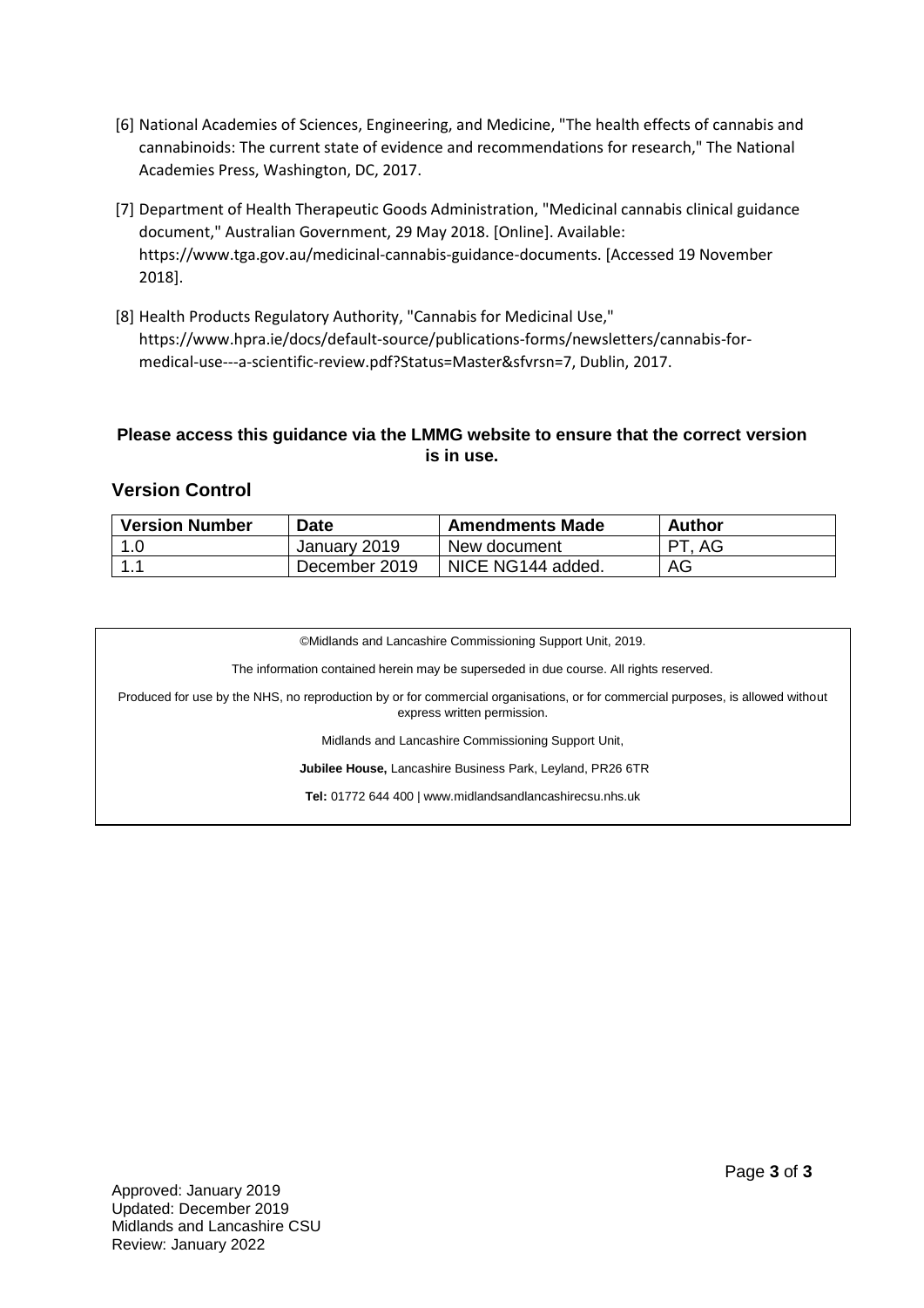[6] National Academies of Sciences, Engineering, and Medicine, "The health effects of cannabis and cannabinoids: The current state of evidence and recommendations for research," The National Academies Press, Washington, DC, 2017.

[7] Department of Health Therapeutic Goods Administration, "Medicinal cannabis clinical guidance document," Australian Government, 29 May 2018. [Online]. Available: https://www.tga.gov.au/medicinal-cannabis-guidance-documents. [Accessed 19 November 2018].

[8] Health Products Regulatory Authority, "Cannabis for Medicinal Use," https://www.hpra.ie/docs/default-source/publications-forms/newsletters/cannabis-for-medical-use---a-scientific-review.pdf?Status=Master&sfvrsn=7, Dublin, 2017.

**Please access this guidance via the LMMG website to ensure that the correct version is in use.**

## Version Control

| Version Number | Date | Amendments Made | Author |
|---|---|---|---|
| 1.0 | January 2019 | New document | PT, AG |
| 1.1 | December 2019 | NICE NG144 added. | AG |

©Midlands and Lancashire Commissioning Support Unit, 2019.

The information contained herein may be superseded in due course. All rights reserved.

Produced for use by the NHS, no reproduction by or for commercial organisations, or for commercial purposes, is allowed without express written permission.

Midlands and Lancashire Commissioning Support Unit,

**Jubilee House,** Lancashire Business Park, Leyland, PR26 6TR

**Tel:** 01772 644 400 | www.midlandsandlancashirecsu.nhs.uk

Approved: January 2019
Updated: December 2019
Midlands and Lancashire CSU
Review: January 2022